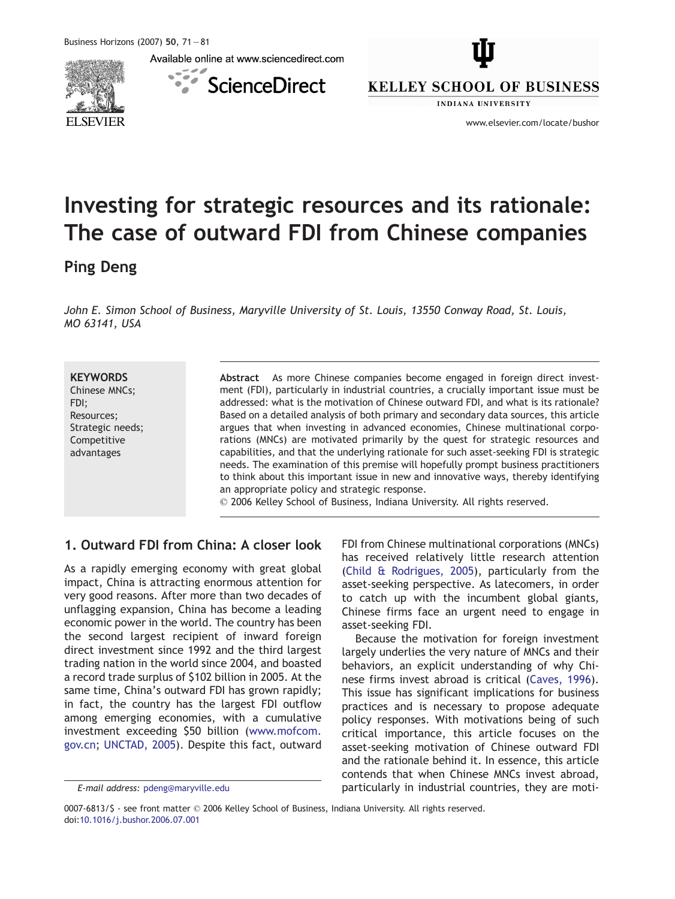# Investing for strategic resources and its rationale: The case of outward FDI from Chinese companies

**Ping Deng**

*John E. Simon School of Business, Maryville University of St. Louis, 13550 Conway Road, St. Louis, MO 63141, USA*

**KEYWORDS**
Chinese MNCs;
FDI;
Resources;
Strategic needs;
Competitive advantages

**Abstract** As more Chinese companies become engaged in foreign direct investment (FDI), particularly in industrial countries, a crucially important issue must be addressed: what is the motivation of Chinese outward FDI, and what is its rationale? Based on a detailed analysis of both primary and secondary data sources, this article argues that when investing in advanced economies, Chinese multinational corporations (MNCs) are motivated primarily by the quest for strategic resources and capabilities, and that the underlying rationale for such asset-seeking FDI is strategic needs. The examination of this premise will hopefully prompt business practitioners to think about this important issue in new and innovative ways, thereby identifying an appropriate policy and strategic response.
© 2006 Kelley School of Business, Indiana University. All rights reserved.

## 1. Outward FDI from China: A closer look

As a rapidly emerging economy with great global impact, China is attracting enormous attention for very good reasons. After more than two decades of unflagging expansion, China has become a leading economic power in the world. The country has been the second largest recipient of inward foreign direct investment since 1992 and the third largest trading nation in the world since 2004, and boasted a record trade surplus of $102 billion in 2005. At the same time, China's outward FDI has grown rapidly; in fact, the country has the largest FDI outflow among emerging economies, with a cumulative investment exceeding $50 billion (www.mofcom.gov.cn; UNCTAD, 2005). Despite this fact, outward FDI from Chinese multinational corporations (MNCs) has received relatively little research attention (Child & Rodrigues, 2005), particularly from the asset-seeking perspective. As latecomers, in order to catch up with the incumbent global giants, Chinese firms face an urgent need to engage in asset-seeking FDI.

Because the motivation for foreign investment largely underlies the very nature of MNCs and their behaviors, an explicit understanding of why Chinese firms invest abroad is critical (Caves, 1996). This issue has significant implications for business practices and is necessary to propose adequate policy responses. With motivations being of such critical importance, this article focuses on the asset-seeking motivation of Chinese outward FDI and the rationale behind it. In essence, this article contends that when Chinese MNCs invest abroad, particularly in industrial countries, they are moti-

*E-mail address:* pdeng@maryville.edu

0007-6813/$ - see front matter © 2006 Kelley School of Business, Indiana University. All rights reserved.
doi:10.1016/j.bushor.2006.07.001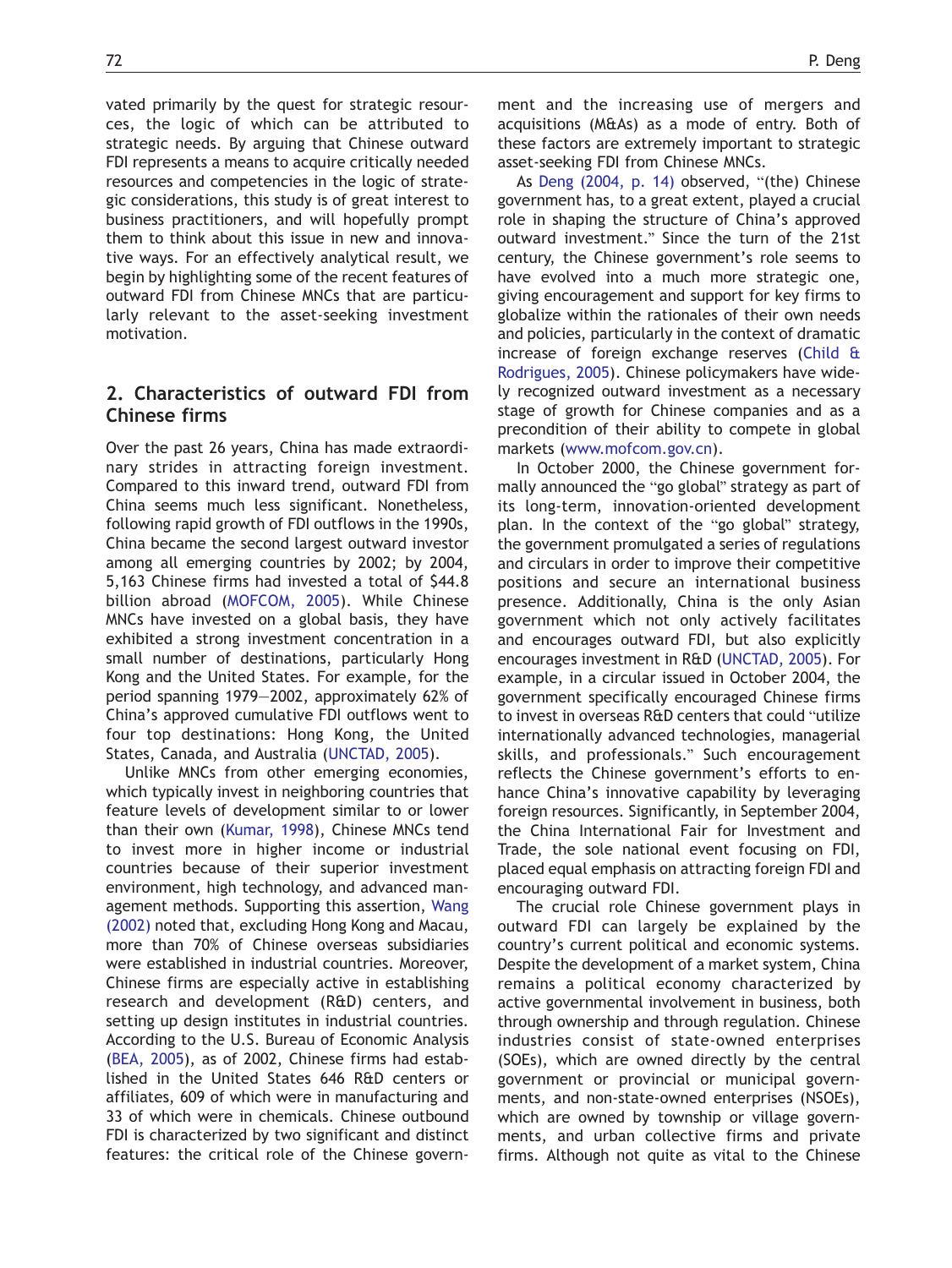vated primarily by the quest for strategic resources, the logic of which can be attributed to strategic needs. By arguing that Chinese outward FDI represents a means to acquire critically needed resources and competencies in the logic of strategic considerations, this study is of great interest to business practitioners, and will hopefully prompt them to think about this issue in new and innovative ways. For an effectively analytical result, we begin by highlighting some of the recent features of outward FDI from Chinese MNCs that are particularly relevant to the asset-seeking investment motivation.

## 2. Characteristics of outward FDI from Chinese firms

Over the past 26 years, China has made extraordinary strides in attracting foreign investment. Compared to this inward trend, outward FDI from China seems much less significant. Nonetheless, following rapid growth of FDI outflows in the 1990s, China became the second largest outward investor among all emerging countries by 2002; by 2004, 5,163 Chinese firms had invested a total of $44.8 billion abroad (MOFCOM, 2005). While Chinese MNCs have invested on a global basis, they have exhibited a strong investment concentration in a small number of destinations, particularly Hong Kong and the United States. For example, for the period spanning 1979—2002, approximately 62% of China's approved cumulative FDI outflows went to four top destinations: Hong Kong, the United States, Canada, and Australia (UNCTAD, 2005).

Unlike MNCs from other emerging economies, which typically invest in neighboring countries that feature levels of development similar to or lower than their own (Kumar, 1998), Chinese MNCs tend to invest more in higher income or industrial countries because of their superior investment environment, high technology, and advanced management methods. Supporting this assertion, Wang (2002) noted that, excluding Hong Kong and Macau, more than 70% of Chinese overseas subsidiaries were established in industrial countries. Moreover, Chinese firms are especially active in establishing research and development (R&D) centers, and setting up design institutes in industrial countries. According to the U.S. Bureau of Economic Analysis (BEA, 2005), as of 2002, Chinese firms had established in the United States 646 R&D centers or affiliates, 609 of which were in manufacturing and 33 of which were in chemicals. Chinese outbound FDI is characterized by two significant and distinct features: the critical role of the Chinese government and the increasing use of mergers and acquisitions (M&As) as a mode of entry. Both of these factors are extremely important to strategic asset-seeking FDI from Chinese MNCs.

As Deng (2004, p. 14) observed, "(the) Chinese government has, to a great extent, played a crucial role in shaping the structure of China's approved outward investment." Since the turn of the 21st century, the Chinese government's role seems to have evolved into a much more strategic one, giving encouragement and support for key firms to globalize within the rationales of their own needs and policies, particularly in the context of dramatic increase of foreign exchange reserves (Child & Rodrigues, 2005). Chinese policymakers have widely recognized outward investment as a necessary stage of growth for Chinese companies and as a precondition of their ability to compete in global markets (www.mofcom.gov.cn).

In October 2000, the Chinese government formally announced the "go global" strategy as part of its long-term, innovation-oriented development plan. In the context of the "go global" strategy, the government promulgated a series of regulations and circulars in order to improve their competitive positions and secure an international business presence. Additionally, China is the only Asian government which not only actively facilitates and encourages outward FDI, but also explicitly encourages investment in R&D (UNCTAD, 2005). For example, in a circular issued in October 2004, the government specifically encouraged Chinese firms to invest in overseas R&D centers that could "utilize internationally advanced technologies, managerial skills, and professionals." Such encouragement reflects the Chinese government's efforts to enhance China's innovative capability by leveraging foreign resources. Significantly, in September 2004, the China International Fair for Investment and Trade, the sole national event focusing on FDI, placed equal emphasis on attracting foreign FDI and encouraging outward FDI.

The crucial role Chinese government plays in outward FDI can largely be explained by the country's current political and economic systems. Despite the development of a market system, China remains a political economy characterized by active governmental involvement in business, both through ownership and through regulation. Chinese industries consist of state-owned enterprises (SOEs), which are owned directly by the central government or provincial or municipal governments, and non-state-owned enterprises (NSOEs), which are owned by township or village governments, and urban collective firms and private firms. Although not quite as vital to the Chinese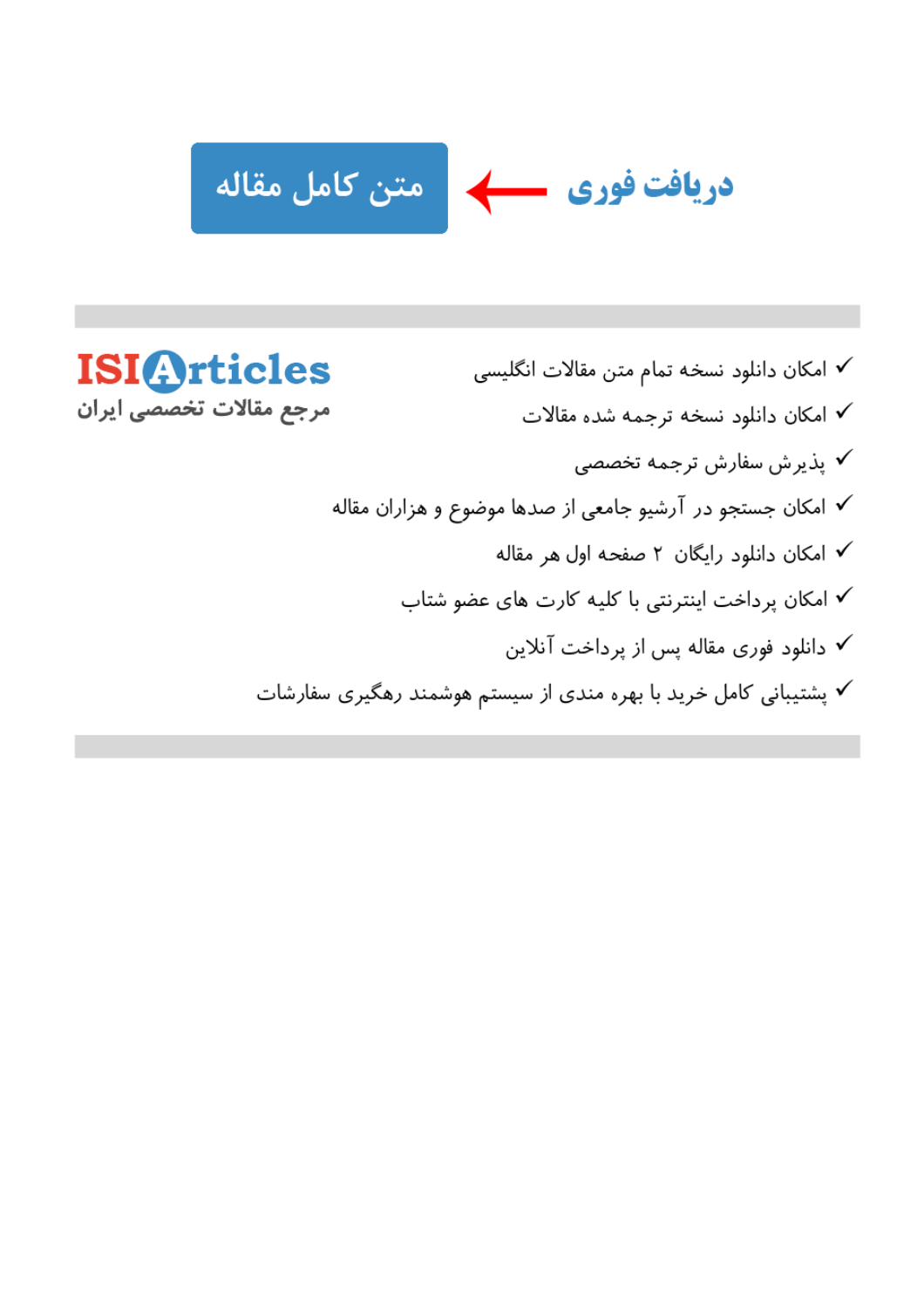دریافت فوری ← متن کامل مقاله

**ISIArticles**
مرجع مقالات تخصصی ایران

- ✓ امکان دانلود نسخه تمام متن مقالات انگلیسی
- ✓ امکان دانلود نسخه ترجمه شده مقالات
- ✓ پذیرش سفارش ترجمه تخصصی
- ✓ امکان جستجو در آرشیو جامعی از صدها موضوع و هزاران مقاله
- ✓ امکان دانلود رایگان ۲ صفحه اول هر مقاله
- ✓ امکان پرداخت اینترنتی با کلیه کارت های عضو شتاب
- ✓ دانلود فوری مقاله پس از پرداخت آنلاین
- ✓ پشتیبانی کامل خرید با بهره مندی از سیستم هوشمند رهگیری سفارشات